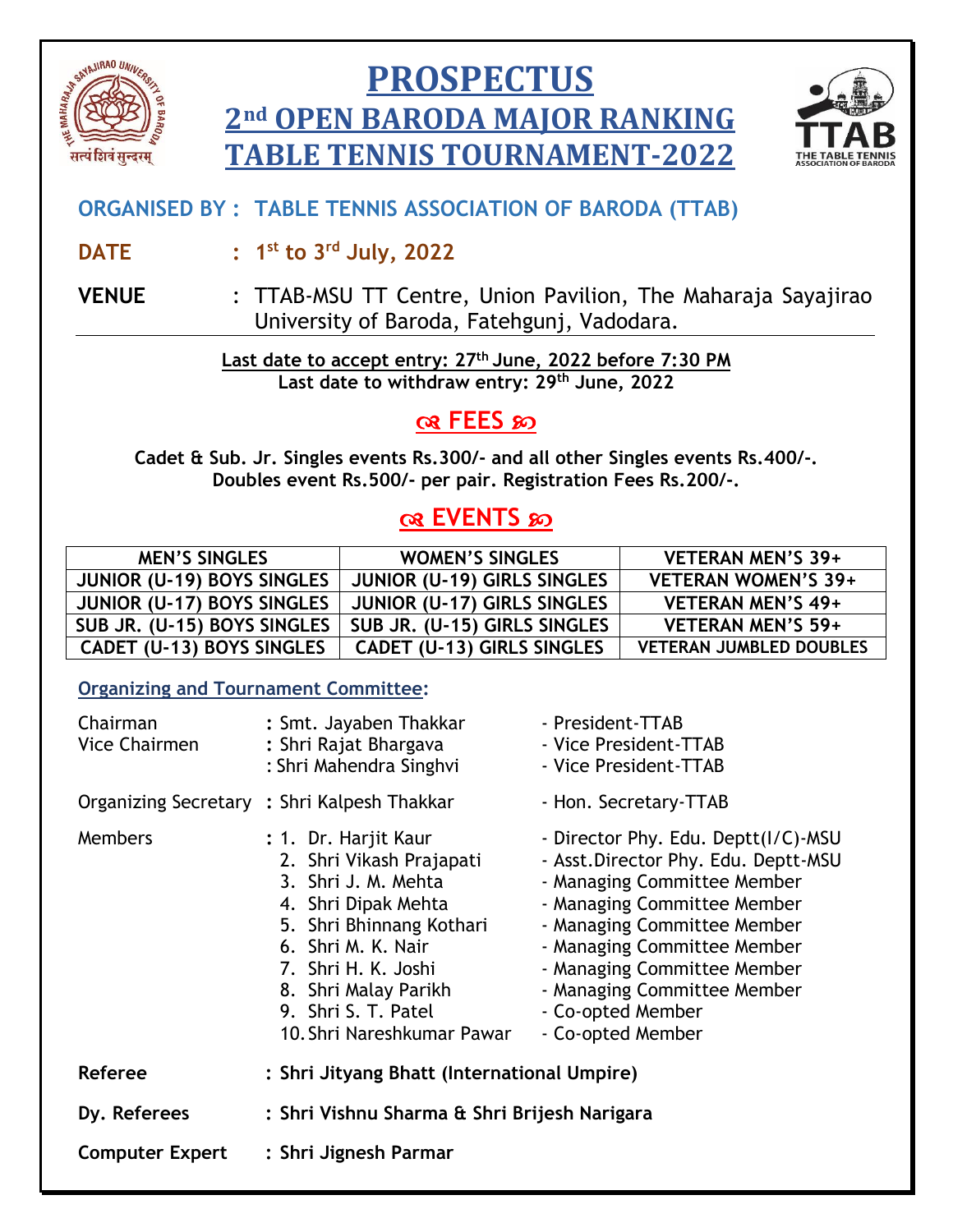# PROSPECTUS

## 2nd OPEN BARODA MAJOR RANKING TABLE TENNIS TOURNAMENT-2022

**ORGANISED BY : TABLE TENNIS ASSOCIATION OF BARODA (TTAB)**

**DATE : 1st to 3rd July, 2022**

**VENUE** : TTAB-MSU TT Centre, Union Pavilion, The Maharaja Sayajirao University of Baroda, Fatehgunj, Vadodara.

**Last date to accept entry: 27th June, 2022 before 7:30 PM**
**Last date to withdraw entry: 29th June, 2022**

## FEES

**Cadet & Sub. Jr. Singles events Rs.300/- and all other Singles events Rs.400/-. Doubles event Rs.500/- per pair. Registration Fees Rs.200/-.**

## EVENTS

| MEN'S SINGLES | WOMEN'S SINGLES | VETERAN MEN'S 39+ |
|---|---|---|
| JUNIOR (U-19) BOYS SINGLES | JUNIOR (U-19) GIRLS SINGLES | VETERAN WOMEN'S 39+ |
| JUNIOR (U-17) BOYS SINGLES | JUNIOR (U-17) GIRLS SINGLES | VETERAN MEN'S 49+ |
| SUB JR. (U-15) BOYS SINGLES | SUB JR. (U-15) GIRLS SINGLES | VETERAN MEN'S 59+ |
| CADET (U-13) BOYS SINGLES | CADET (U-13) GIRLS SINGLES | VETERAN JUMBLED DOUBLES |

### Organizing and Tournament Committee:

Chairman : Smt. Jayaben Thakkar - President-TTAB
Vice Chairmen : Shri Rajat Bhargava - Vice President-TTAB
: Shri Mahendra Singhvi - Vice President-TTAB

Organizing Secretary : Shri Kalpesh Thakkar - Hon. Secretary-TTAB

Members :
1. Dr. Harjit Kaur - Director Phy. Edu. Deptt(I/C)-MSU
2. Shri Vikash Prajapati - Asst.Director Phy. Edu. Deptt-MSU
3. Shri J. M. Mehta - Managing Committee Member
4. Shri Dipak Mehta - Managing Committee Member
5. Shri Bhinnang Kothari - Managing Committee Member
6. Shri M. K. Nair - Managing Committee Member
7. Shri H. K. Joshi - Managing Committee Member
8. Shri Malay Parikh - Managing Committee Member
9. Shri S. T. Patel - Co-opted Member
10. Shri Nareshkumar Pawar - Co-opted Member

**Referee : Shri Jityang Bhatt (International Umpire)**

**Dy. Referees : Shri Vishnu Sharma & Shri Brijesh Narigara**

**Computer Expert : Shri Jignesh Parmar**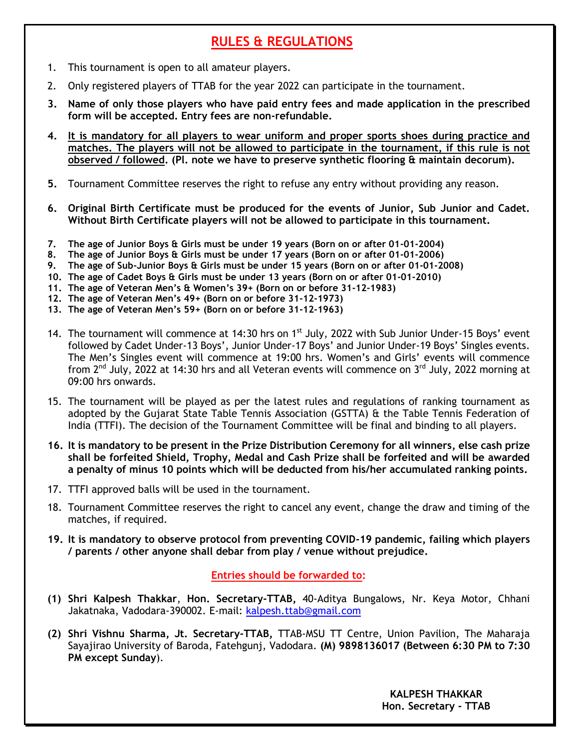## RULES & REGULATIONS

1. This tournament is open to all amateur players.
2. Only registered players of TTAB for the year 2022 can participate in the tournament.
3. **Name of only those players who have paid entry fees and made application in the prescribed form will be accepted. Entry fees are non-refundable.**
4. **It is mandatory for all players to wear uniform and proper sports shoes during practice and matches. The players will not be allowed to participate in the tournament, if this rule is not observed / followed. (Pl. note we have to preserve synthetic flooring & maintain decorum).**
5. Tournament Committee reserves the right to refuse any entry without providing any reason.
6. **Original Birth Certificate must be produced for the events of Junior, Sub Junior and Cadet. Without Birth Certificate players will not be allowed to participate in this tournament.**
7. **The age of Junior Boys & Girls must be under 19 years (Born on or after 01-01-2004)**
8. **The age of Junior Boys & Girls must be under 17 years (Born on or after 01-01-2006)**
9. **The age of Sub-Junior Boys & Girls must be under 15 years (Born on or after 01-01-2008)**
10. **The age of Cadet Boys & Girls must be under 13 years (Born on or after 01-01-2010)**
11. **The age of Veteran Men's & Women's 39+ (Born on or before 31-12-1983)**
12. **The age of Veteran Men's 49+ (Born on or before 31-12-1973)**
13. **The age of Veteran Men's 59+ (Born on or before 31-12-1963)**
14. The tournament will commence at 14:30 hrs on 1st July, 2022 with Sub Junior Under-15 Boys' event followed by Cadet Under-13 Boys', Junior Under-17 Boys' and Junior Under-19 Boys' Singles events. The Men's Singles event will commence at 19:00 hrs. Women's and Girls' events will commence from 2nd July, 2022 at 14:30 hrs and all Veteran events will commence on 3rd July, 2022 morning at 09:00 hrs onwards.
15. The tournament will be played as per the latest rules and regulations of ranking tournament as adopted by the Gujarat State Table Tennis Association (GSTTA) & the Table Tennis Federation of India (TTFI). The decision of the Tournament Committee will be final and binding to all players.
16. **It is mandatory to be present in the Prize Distribution Ceremony for all winners, else cash prize shall be forfeited Shield, Trophy, Medal and Cash Prize shall be forfeited and will be awarded a penalty of minus 10 points which will be deducted from his/her accumulated ranking points.**
17. TTFI approved balls will be used in the tournament.
18. Tournament Committee reserves the right to cancel any event, change the draw and timing of the matches, if required.
19. **It is mandatory to observe protocol from preventing COVID-19 pandemic, failing which players / parents / other anyone shall debar from play / venue without prejudice.**

### Entries should be forwarded to:

**(1) Shri Kalpesh Thakkar**, **Hon. Secretary-TTAB,** 40-Aditya Bungalows, Nr. Keya Motor, Chhani Jakatnaka, Vadodara-390002. E-mail: kalpesh.ttab@gmail.com

**(2) Shri Vishnu Sharma, Jt. Secretary-TTAB,** TTAB-MSU TT Centre, Union Pavilion, The Maharaja Sayajirao University of Baroda, Fatehgunj, Vadodara. **(M) 9898136017 (Between 6:30 PM to 7:30 PM except Sunday**).

**KALPESH THAKKAR**
**Hon. Secretary - TTAB**